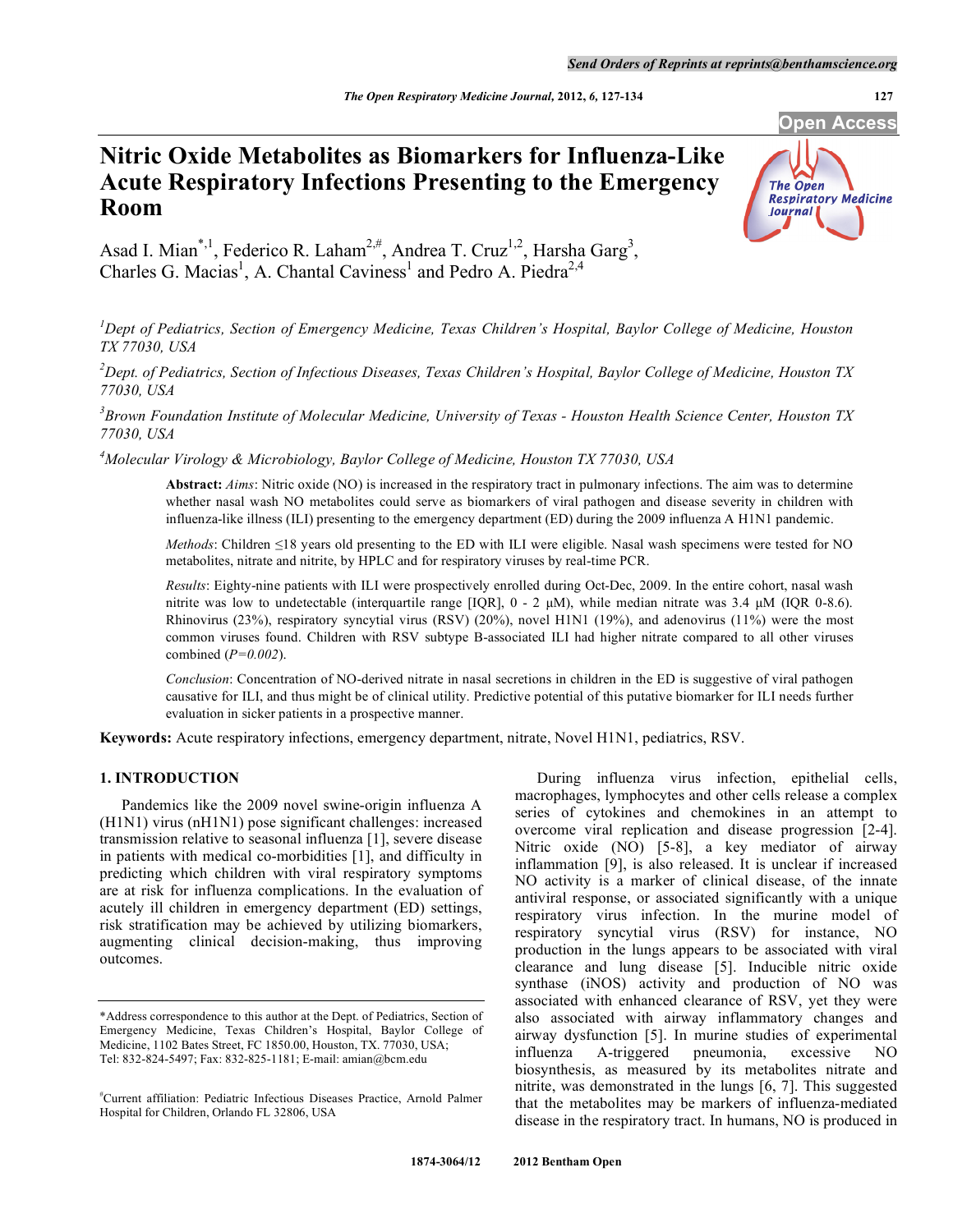# Nitric Oxide Metabolites as Biomarkers for Influenza-Like Acute Respiratory Infections Presenting to the Emergency Room

Asad I. Mian[*,1], Federico R. Laham[2,#], Andrea T. Cruz[1,2], Harsha Garg[3], Charles G. Macias[1], A. Chantal Caviness[1] and Pedro A. Piedra[2,4]

[1]Dept of Pediatrics, Section of Emergency Medicine, Texas Children's Hospital, Baylor College of Medicine, Houston TX 77030, USA

[2]Dept. of Pediatrics, Section of Infectious Diseases, Texas Children's Hospital, Baylor College of Medicine, Houston TX 77030, USA

[3]Brown Foundation Institute of Molecular Medicine, University of Texas - Houston Health Science Center, Houston TX 77030, USA

[4]Molecular Virology & Microbiology, Baylor College of Medicine, Houston TX 77030, USA

**Abstract:** *Aims*: Nitric oxide (NO) is increased in the respiratory tract in pulmonary infections. The aim was to determine whether nasal wash NO metabolites could serve as biomarkers of viral pathogen and disease severity in children with influenza-like illness (ILI) presenting to the emergency department (ED) during the 2009 influenza A H1N1 pandemic.

*Methods*: Children ≤18 years old presenting to the ED with ILI were eligible. Nasal wash specimens were tested for NO metabolites, nitrate and nitrite, by HPLC and for respiratory viruses by real-time PCR.

*Results*: Eighty-nine patients with ILI were prospectively enrolled during Oct-Dec, 2009. In the entire cohort, nasal wash nitrite was low to undetectable (interquartile range [IQR], 0 - 2 μM), while median nitrate was 3.4 μM (IQR 0-8.6). Rhinovirus (23%), respiratory syncytial virus (RSV) (20%), novel H1N1 (19%), and adenovirus (11%) were the most common viruses found. Children with RSV subtype B-associated ILI had higher nitrate compared to all other viruses combined (*P=0.002*).

*Conclusion*: Concentration of NO-derived nitrate in nasal secretions in children in the ED is suggestive of viral pathogen causative for ILI, and thus might be of clinical utility. Predictive potential of this putative biomarker for ILI needs further evaluation in sicker patients in a prospective manner.

**Keywords:** Acute respiratory infections, emergency department, nitrate, Novel H1N1, pediatrics, RSV.

## 1. INTRODUCTION

Pandemics like the 2009 novel swine-origin influenza A (H1N1) virus (nH1N1) pose significant challenges: increased transmission relative to seasonal influenza [1], severe disease in patients with medical co-morbidities [1], and difficulty in predicting which children with viral respiratory symptoms are at risk for influenza complications. In the evaluation of acutely ill children in emergency department (ED) settings, risk stratification may be achieved by utilizing biomarkers, augmenting clinical decision-making, thus improving outcomes.

During influenza virus infection, epithelial cells, macrophages, lymphocytes and other cells release a complex series of cytokines and chemokines in an attempt to overcome viral replication and disease progression [2-4]. Nitric oxide (NO) [5-8], a key mediator of airway inflammation [9], is also released. It is unclear if increased NO activity is a marker of clinical disease, of the innate antiviral response, or associated significantly with a unique respiratory virus infection. In the murine model of respiratory syncytial virus (RSV) for instance, NO production in the lungs appears to be associated with viral clearance and lung disease [5]. Inducible nitric oxide synthase (iNOS) activity and production of NO was associated with enhanced clearance of RSV, yet they were also associated with airway inflammatory changes and airway dysfunction [5]. In murine studies of experimental influenza A-triggered pneumonia, excessive NO biosynthesis, as measured by its metabolites nitrate and nitrite, was demonstrated in the lungs [6, 7]. This suggested that the metabolites may be markers of influenza-mediated disease in the respiratory tract. In humans, NO is produced in

*Address correspondence to this author at the Dept. of Pediatrics, Section of Emergency Medicine, Texas Children's Hospital, Baylor College of Medicine, 1102 Bates Street, FC 1850.00, Houston, TX. 77030, USA; Tel: 832-824-5497; Fax: 832-825-1181; E-mail: amian@bcm.edu

#Current affiliation: Pediatric Infectious Diseases Practice, Arnold Palmer Hospital for Children, Orlando FL 32806, USA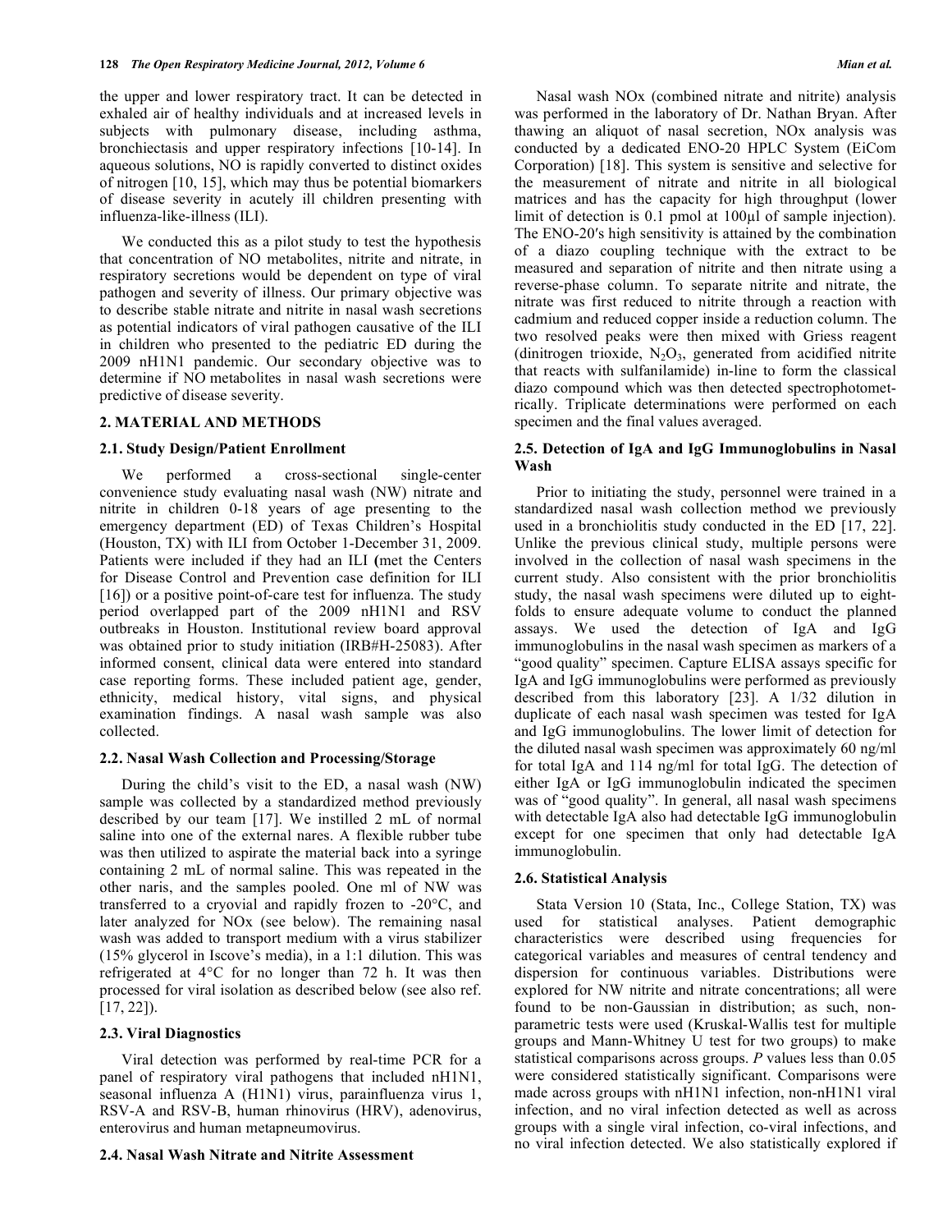the upper and lower respiratory tract. It can be detected in exhaled air of healthy individuals and at increased levels in subjects with pulmonary disease, including asthma, bronchiectasis and upper respiratory infections [10-14]. In aqueous solutions, NO is rapidly converted to distinct oxides of nitrogen [10, 15], which may thus be potential biomarkers of disease severity in acutely ill children presenting with influenza-like-illness (ILI).

We conducted this as a pilot study to test the hypothesis that concentration of NO metabolites, nitrite and nitrate, in respiratory secretions would be dependent on type of viral pathogen and severity of illness. Our primary objective was to describe stable nitrate and nitrite in nasal wash secretions as potential indicators of viral pathogen causative of the ILI in children who presented to the pediatric ED during the 2009 nH1N1 pandemic. Our secondary objective was to determine if NO metabolites in nasal wash secretions were predictive of disease severity.

## 2. MATERIAL AND METHODS

### 2.1. Study Design/Patient Enrollment

We performed a cross-sectional single-center convenience study evaluating nasal wash (NW) nitrate and nitrite in children 0-18 years of age presenting to the emergency department (ED) of Texas Children's Hospital (Houston, TX) with ILI from October 1-December 31, 2009. Patients were included if they had an ILI **(**met the Centers for Disease Control and Prevention case definition for ILI [16]) or a positive point-of-care test for influenza. The study period overlapped part of the 2009 nH1N1 and RSV outbreaks in Houston. Institutional review board approval was obtained prior to study initiation (IRB#H-25083). After informed consent, clinical data were entered into standard case reporting forms. These included patient age, gender, ethnicity, medical history, vital signs, and physical examination findings. A nasal wash sample was also collected.

### 2.2. Nasal Wash Collection and Processing/Storage

During the child's visit to the ED, a nasal wash (NW) sample was collected by a standardized method previously described by our team [17]. We instilled 2 mL of normal saline into one of the external nares. A flexible rubber tube was then utilized to aspirate the material back into a syringe containing 2 mL of normal saline. This was repeated in the other naris, and the samples pooled. One ml of NW was transferred to a cryovial and rapidly frozen to -20°C, and later analyzed for NOx (see below). The remaining nasal wash was added to transport medium with a virus stabilizer (15% glycerol in Iscove's media), in a 1:1 dilution. This was refrigerated at 4°C for no longer than 72 h. It was then processed for viral isolation as described below (see also ref. [17, 22]).

### 2.3. Viral Diagnostics

Viral detection was performed by real-time PCR for a panel of respiratory viral pathogens that included nH1N1, seasonal influenza A (H1N1) virus, parainfluenza virus 1, RSV-A and RSV-B, human rhinovirus (HRV), adenovirus, enterovirus and human metapneumovirus.

### 2.4. Nasal Wash Nitrate and Nitrite Assessment

Nasal wash NOx (combined nitrate and nitrite) analysis was performed in the laboratory of Dr. Nathan Bryan. After thawing an aliquot of nasal secretion, NOx analysis was conducted by a dedicated ENO-20 HPLC System (EiCom Corporation) [18]. This system is sensitive and selective for the measurement of nitrate and nitrite in all biological matrices and has the capacity for high throughput (lower limit of detection is 0.1 pmol at 100µl of sample injection). The ENO-20′s high sensitivity is attained by the combination of a diazo coupling technique with the extract to be measured and separation of nitrite and then nitrate using a reverse-phase column. To separate nitrite and nitrate, the nitrate was first reduced to nitrite through a reaction with cadmium and reduced copper inside a reduction column. The two resolved peaks were then mixed with Griess reagent (dinitrogen trioxide, $N_2O_3$, generated from acidified nitrite that reacts with sulfanilamide) in-line to form the classical diazo compound which was then detected spectrophotometrically. Triplicate determinations were performed on each specimen and the final values averaged.

### 2.5. Detection of IgA and IgG Immunoglobulins in Nasal Wash

Prior to initiating the study, personnel were trained in a standardized nasal wash collection method we previously used in a bronchiolitis study conducted in the ED [17, 22]. Unlike the previous clinical study, multiple persons were involved in the collection of nasal wash specimens in the current study. Also consistent with the prior bronchiolitis study, the nasal wash specimens were diluted up to eight-folds to ensure adequate volume to conduct the planned assays. We used the detection of IgA and IgG immunoglobulins in the nasal wash specimen as markers of a "good quality" specimen. Capture ELISA assays specific for IgA and IgG immunoglobulins were performed as previously described from this laboratory [23]. A 1/32 dilution in duplicate of each nasal wash specimen was tested for IgA and IgG immunoglobulins. The lower limit of detection for the diluted nasal wash specimen was approximately 60 ng/ml for total IgA and 114 ng/ml for total IgG. The detection of either IgA or IgG immunoglobulin indicated the specimen was of "good quality". In general, all nasal wash specimens with detectable IgA also had detectable IgG immunoglobulin except for one specimen that only had detectable IgA immunoglobulin.

### 2.6. Statistical Analysis

Stata Version 10 (Stata, Inc., College Station, TX) was used for statistical analyses. Patient demographic characteristics were described using frequencies for categorical variables and measures of central tendency and dispersion for continuous variables. Distributions were explored for NW nitrite and nitrate concentrations; all were found to be non-Gaussian in distribution; as such, non-parametric tests were used (Kruskal-Wallis test for multiple groups and Mann-Whitney U test for two groups) to make statistical comparisons across groups. *P* values less than 0.05 were considered statistically significant. Comparisons were made across groups with nH1N1 infection, non-nH1N1 viral infection, and no viral infection detected as well as across groups with a single viral infection, co-viral infections, and no viral infection detected. We also statistically explored if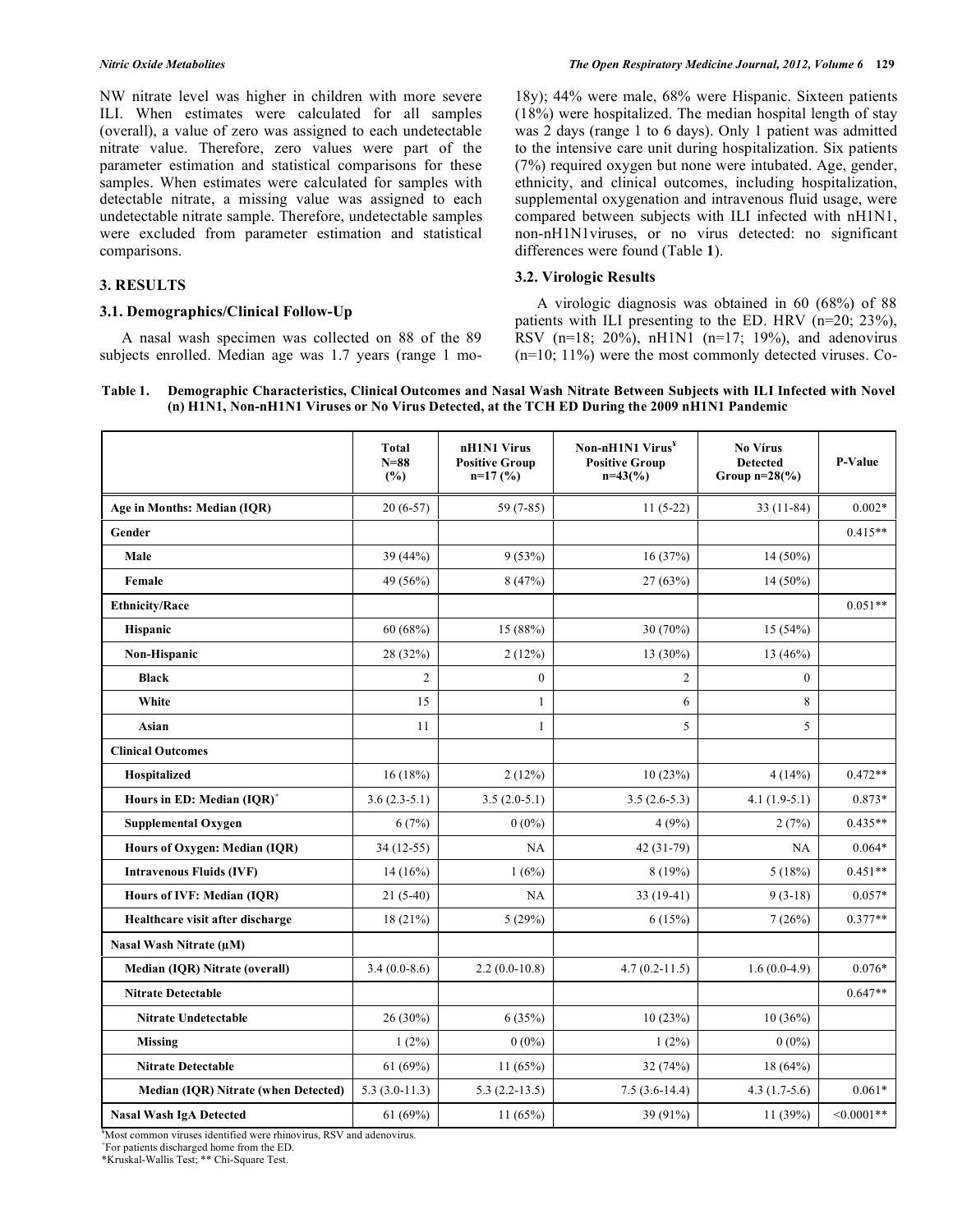NW nitrate level was higher in children with more severe ILI. When estimates were calculated for all samples (overall), a value of zero was assigned to each undetectable nitrate value. Therefore, zero values were part of the parameter estimation and statistical comparisons for these samples. When estimates were calculated for samples with detectable nitrate, a missing value was assigned to each undetectable nitrate sample. Therefore, undetectable samples were excluded from parameter estimation and statistical comparisons.

## 3. RESULTS

### 3.1. Demographics/Clinical Follow-Up

A nasal wash specimen was collected on 88 of the 89 subjects enrolled. Median age was 1.7 years (range 1 mo-18y); 44% were male, 68% were Hispanic. Sixteen patients (18%) were hospitalized. The median hospital length of stay was 2 days (range 1 to 6 days). Only 1 patient was admitted to the intensive care unit during hospitalization. Six patients (7%) required oxygen but none were intubated. Age, gender, ethnicity, and clinical outcomes, including hospitalization, supplemental oxygenation and intravenous fluid usage, were compared between subjects with ILI infected with nH1N1, non-nH1N1viruses, or no virus detected: no significant differences were found (Table **1**).

### 3.2. Virologic Results

A virologic diagnosis was obtained in 60 (68%) of 88 patients with ILI presenting to the ED. HRV (n=20; 23%), RSV (n=18; 20%), nH1N1 (n=17; 19%), and adenovirus (n=10; 11%) were the most commonly detected viruses. Co-

**Table 1. Demographic Characteristics, Clinical Outcomes and Nasal Wash Nitrate Between Subjects with ILI Infected with Novel (n) H1N1, Non-nH1N1 Viruses or No Virus Detected, at the TCH ED During the 2009 nH1N1 Pandemic**

| | Total N=88 (%) | nH1N1 Virus Positive Group n=17 (%) | Non-nH1N1 Virus[¥] Positive Group n=43(%) | No Vírus Detected Group n=28(%) | P-Value |
|---|---|---|---|---|---|
| **Age in Months: Median (IQR)** | 20 (6-57) | 59 (7-85) | 11 (5-22) | 33 (11-84) | 0.002* |
| **Gender** | | | | | 0.415** |
| **Male** | 39 (44%) | 9 (53%) | 16 (37%) | 14 (50%) | |
| **Female** | 49 (56%) | 8 (47%) | 27 (63%) | 14 (50%) | |
| **Ethnicity/Race** | | | | | 0.051** |
| **Hispanic** | 60 (68%) | 15 (88%) | 30 (70%) | 15 (54%) | |
| **Non-Hispanic** | 28 (32%) | 2 (12%) | 13 (30%) | 13 (46%) | |
| **Black** | 2 | 0 | 2 | 0 | |
| **White** | 15 | 1 | 6 | 8 | |
| **Asian** | 11 | 1 | 5 | 5 | |
| **Clinical Outcomes** | | | | | |
| **Hospitalized** | 16 (18%) | 2 (12%) | 10 (23%) | 4 (14%) | 0.472** |
| **Hours in ED: Median (IQR)**[+] | 3.6 (2.3-5.1) | 3.5 (2.0-5.1) | 3.5 (2.6-5.3) | 4.1 (1.9-5.1) | 0.873* |
| **Supplemental Oxygen** | 6 (7%) | 0 (0%) | 4 (9%) | 2 (7%) | 0.435** |
| **Hours of Oxygen: Median (IQR)** | 34 (12-55) | NA | 42 (31-79) | NA | 0.064* |
| **Intravenous Fluids (IVF)** | 14 (16%) | 1 (6%) | 8 (19%) | 5 (18%) | 0.451** |
| **Hours of IVF: Median (IQR)** | 21 (5-40) | NA | 33 (19-41) | 9 (3-18) | 0.057* |
| **Healthcare visit after discharge** | 18 (21%) | 5 (29%) | 6 (15%) | 7 (26%) | 0.377** |
| **Nasal Wash Nitrate (µM)** | | | | | |
| **Median (IQR) Nitrate (overall)** | 3.4 (0.0-8.6) | 2.2 (0.0-10.8) | 4.7 (0.2-11.5) | 1.6 (0.0-4.9) | 0.076* |
| **Nitrate Detectable** | | | | | 0.647** |
| **Nitrate Undetectable** | 26 (30%) | 6 (35%) | 10 (23%) | 10 (36%) | |
| **Missing** | 1 (2%) | 0 (0%) | 1 (2%) | 0 (0%) | |
| **Nitrate Detectable** | 61 (69%) | 11 (65%) | 32 (74%) | 18 (64%) | |
| **Median (IQR) Nitrate (when Detected)** | 5.3 (3.0-11.3) | 5.3 (2.2-13.5) | 7.5 (3.6-14.4) | 4.3 (1.7-5.6) | 0.061* |
| **Nasal Wash IgA Detected** | 61 (69%) | 11 (65%) | 39 (91%) | 11 (39%) | <0.0001** |

[¥]Most common viruses identified were rhinovirus, RSV and adenovirus.
[+]For patients discharged home from the ED.
*Kruskal-Wallis Test; ** Chi-Square Test.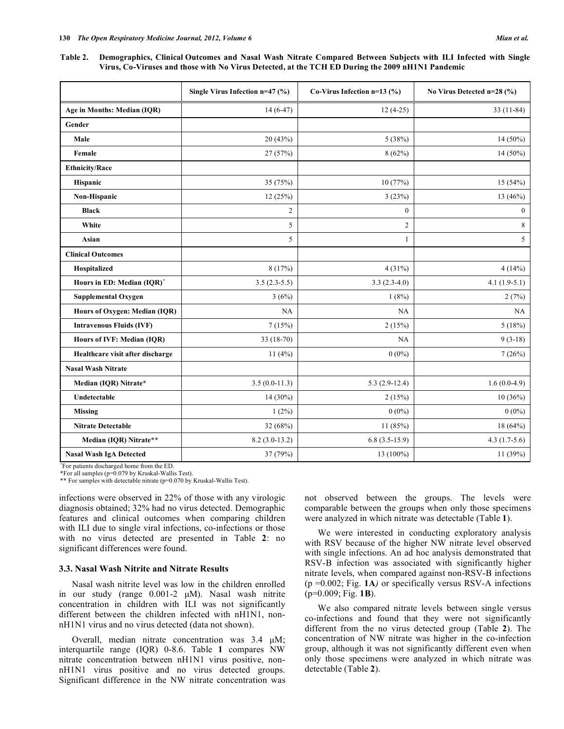**Table 2. Demographics, Clinical Outcomes and Nasal Wash Nitrate Compared Between Subjects with ILI Infected with Single Virus, Co-Viruses and those with No Virus Detected, at the TCH ED During the 2009 nH1N1 Pandemic**

| | Single Virus Infection n=47 (%) | Co-Virus Infection n=13 (%) | No Virus Detected n=28 (%) |
|---|---|---|---|
| **Age in Months: Median (IQR)** | 14 (6-47) | 12 (4-25) | 33 (11-84) |
| **Gender** | | | |
| **Male** | 20 (43%) | 5 (38%) | 14 (50%) |
| **Female** | 27 (57%) | 8 (62%) | 14 (50%) |
| **Ethnicity/Race** | | | |
| **Hispanic** | 35 (75%) | 10 (77%) | 15 (54%) |
| **Non-Hispanic** | 12 (25%) | 3 (23%) | 13 (46%) |
| **Black** | 2 | 0 | 0 |
| **White** | 5 | 2 | 8 |
| **Asian** | 5 | 1 | 5 |
| **Clinical Outcomes** | | | |
| **Hospitalized** | 8 (17%) | 4 (31%) | 4 (14%) |
| **Hours in ED: Median (IQR)**[+] | 3.5 (2.3-5.5) | 3.3 (2.3-4.0) | 4.1 (1.9-5.1) |
| **Supplemental Oxygen** | 3 (6%) | 1 (8%) | 2 (7%) |
| **Hours of Oxygen: Median (IQR)** | NA | NA | NA |
| **Intravenous Fluids (IVF)** | 7 (15%) | 2 (15%) | 5 (18%) |
| **Hours of IVF: Median (IQR)** | 33 (18-70) | NA | 9 (3-18) |
| **Healthcare visit after discharge** | 11 (4%) | 0 (0%) | 7 (26%) |
| **Nasal Wash Nitrate** | | | |
| **Median (IQR) Nitrate*** | 3.5 (0.0-11.3) | 5.3 (2.9-12.4) | 1.6 (0.0-4.9) |
| **Undetectable** | 14 (30%) | 2 (15%) | 10 (36%) |
| **Missing** | 1 (2%) | 0 (0%) | 0 (0%) |
| **Nitrate Detectable** | 32 (68%) | 11 (85%) | 18 (64%) |
| **Median (IQR) Nitrate**** | 8.2 (3.0-13.2) | 6.8 (3.5-15.9) | 4.3 (1.7-5.6) |
| **Nasal Wash IgA Detected** | 37 (79%) | 13 (100%) | 11 (39%) |

[+]For patients discharged home from the ED.
*For all samples (p=0.079 by Kruskal-Wallis Test).
** For samples with detectable nitrate (p=0.070 by Kruskal-Wallis Test).

infections were observed in 22% of those with any virologic diagnosis obtained; 32% had no virus detected. Demographic features and clinical outcomes when comparing children with ILI due to single viral infections, co-infections or those with no virus detected are presented in Table **2**: no significant differences were found.

### 3.3. Nasal Wash Nitrite and Nitrate Results

Nasal wash nitrite level was low in the children enrolled in our study (range 0.001-2 μM). Nasal wash nitrite concentration in children with ILI was not significantly different between the children infected with nH1N1, non-nH1N1 virus and no virus detected (data not shown).

Overall, median nitrate concentration was 3.4 μM; interquartile range (IQR) 0-8.6. Table **1** compares NW nitrate concentration between nH1N1 virus positive, non-nH1N1 virus positive and no virus detected groups. Significant difference in the NW nitrate concentration was not observed between the groups. The levels were comparable between the groups when only those specimens were analyzed in which nitrate was detectable (Table **1**).

We were interested in conducting exploratory analysis with RSV because of the higher NW nitrate level observed with single infections. An ad hoc analysis demonstrated that RSV-B infection was associated with significantly higher nitrate levels, when compared against non-RSV-B infections ($p = 0.002$; Fig. **1A**) or specifically versus RSV-A infections ($p = 0.009$; Fig. **1B**).

We also compared nitrate levels between single versus co-infections and found that they were not significantly different from the no virus detected group (Table **2**). The concentration of NW nitrate was higher in the co-infection group, although it was not significantly different even when only those specimens were analyzed in which nitrate was detectable (Table **2**).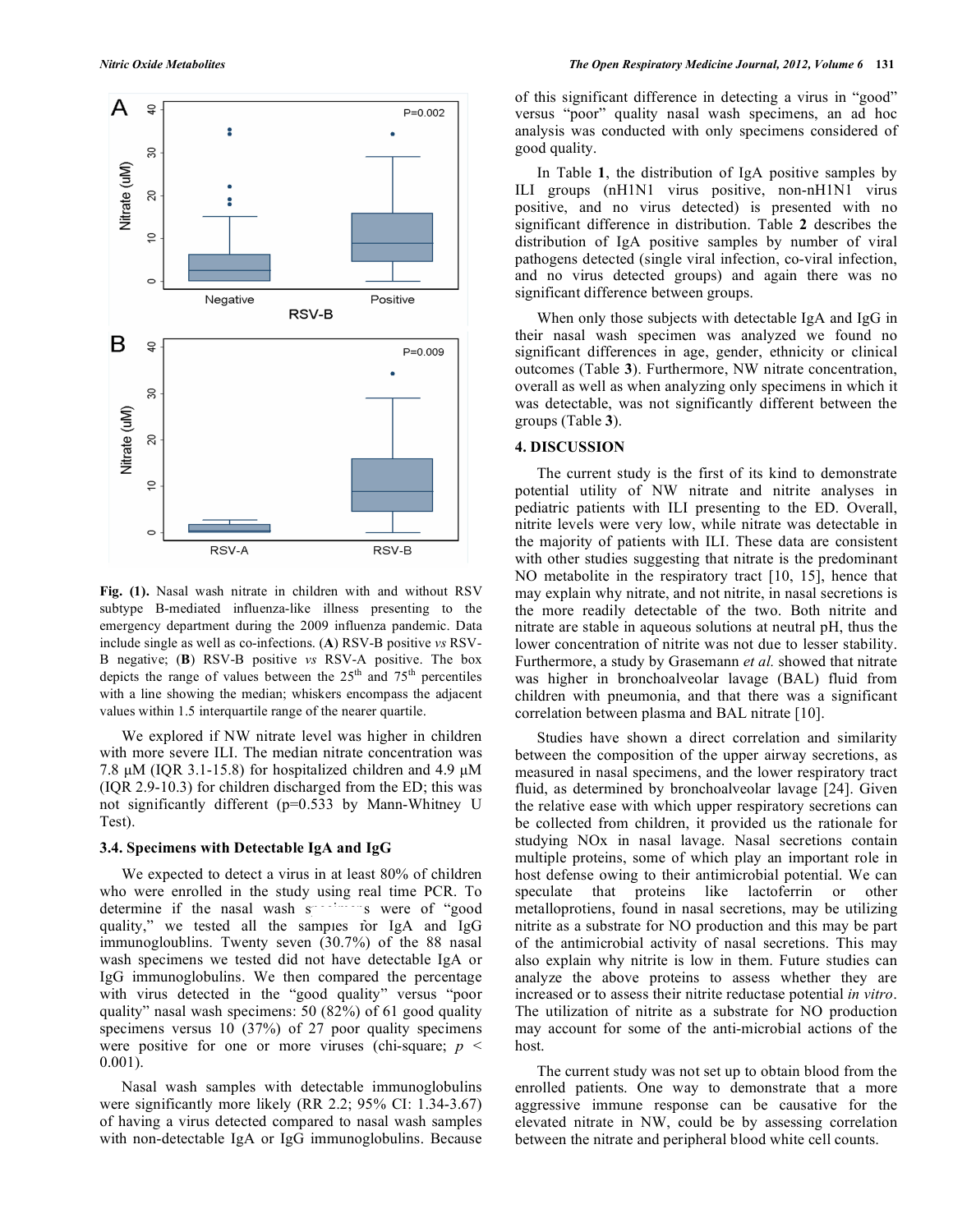Fig. (1). Nasal wash nitrate in children with and without RSV subtype B-mediated influenza-like illness presenting to the emergency department during the 2009 influenza pandemic. Data include single as well as co-infections. (**A**) RSV-B positive *vs* RSV-B negative; (**B**) RSV-B positive *vs* RSV-A positive. The box depicts the range of values between the 25th and 75th percentiles with a line showing the median; whiskers encompass the adjacent values within 1.5 interquartile range of the nearer quartile.

We explored if NW nitrate level was higher in children with more severe ILI. The median nitrate concentration was 7.8 µM (IQR 3.1-15.8) for hospitalized children and 4.9 µM (IQR 2.9-10.3) for children discharged from the ED; this was not significantly different (p=0.533 by Mann-Whitney U Test).

### 3.4. Specimens with Detectable IgA and IgG

We expected to detect a virus in at least 80% of children who were enrolled in the study using real time PCR. To determine if the nasal wash specimens were of "good quality," we tested all the samples for IgA and IgG immunogloublins. Twenty seven (30.7%) of the 88 nasal wash specimens we tested did not have detectable IgA or IgG immunoglobulins. We then compared the percentage with virus detected in the "good quality" versus "poor quality" nasal wash specimens: 50 (82%) of 61 good quality specimens versus 10 (37%) of 27 poor quality specimens were positive for one or more viruses (chi-square; $p < 0.001$).

Nasal wash samples with detectable immunoglobulins were significantly more likely (RR 2.2; 95% CI: 1.34-3.67) of having a virus detected compared to nasal wash samples with non-detectable IgA or IgG immunoglobulins. Because of this significant difference in detecting a virus in "good" versus "poor" quality nasal wash specimens, an ad hoc analysis was conducted with only specimens considered of good quality.

In Table **1**, the distribution of IgA positive samples by ILI groups (nH1N1 virus positive, non-nH1N1 virus positive, and no virus detected) is presented with no significant difference in distribution. Table **2** describes the distribution of IgA positive samples by number of viral pathogens detected (single viral infection, co-viral infection, and no virus detected groups) and again there was no significant difference between groups.

When only those subjects with detectable IgA and IgG in their nasal wash specimen was analyzed we found no significant differences in age, gender, ethnicity or clinical outcomes (Table **3**). Furthermore, NW nitrate concentration, overall as well as when analyzing only specimens in which it was detectable, was not significantly different between the groups (Table **3**).

## 4. DISCUSSION

The current study is the first of its kind to demonstrate potential utility of NW nitrate and nitrite analyses in pediatric patients with ILI presenting to the ED. Overall, nitrite levels were very low, while nitrate was detectable in the majority of patients with ILI. These data are consistent with other studies suggesting that nitrate is the predominant NO metabolite in the respiratory tract [10, 15], hence that may explain why nitrate, and not nitrite, in nasal secretions is the more readily detectable of the two. Both nitrite and nitrate are stable in aqueous solutions at neutral pH, thus the lower concentration of nitrite was not due to lesser stability. Furthermore, a study by Grasemann *et al.* showed that nitrate was higher in bronchoalveolar lavage (BAL) fluid from children with pneumonia, and that there was a significant correlation between plasma and BAL nitrate [10].

Studies have shown a direct correlation and similarity between the composition of the upper airway secretions, as measured in nasal specimens, and the lower respiratory tract fluid, as determined by bronchoalveolar lavage [24]. Given the relative ease with which upper respiratory secretions can be collected from children, it provided us the rationale for studying NOx in nasal lavage. Nasal secretions contain multiple proteins, some of which play an important role in host defense owing to their antimicrobial potential. We can speculate that proteins like lactoferrin or other metalloprotiens, found in nasal secretions, may be utilizing nitrite as a substrate for NO production and this may be part of the antimicrobial activity of nasal secretions. This may also explain why nitrite is low in them. Future studies can analyze the above proteins to assess whether they are increased or to assess their nitrite reductase potential *in vitro*. The utilization of nitrite as a substrate for NO production may account for some of the anti-microbial actions of the host.

The current study was not set up to obtain blood from the enrolled patients. One way to demonstrate that a more aggressive immune response can be causative for the elevated nitrate in NW, could be by assessing correlation between the nitrate and peripheral blood white cell counts.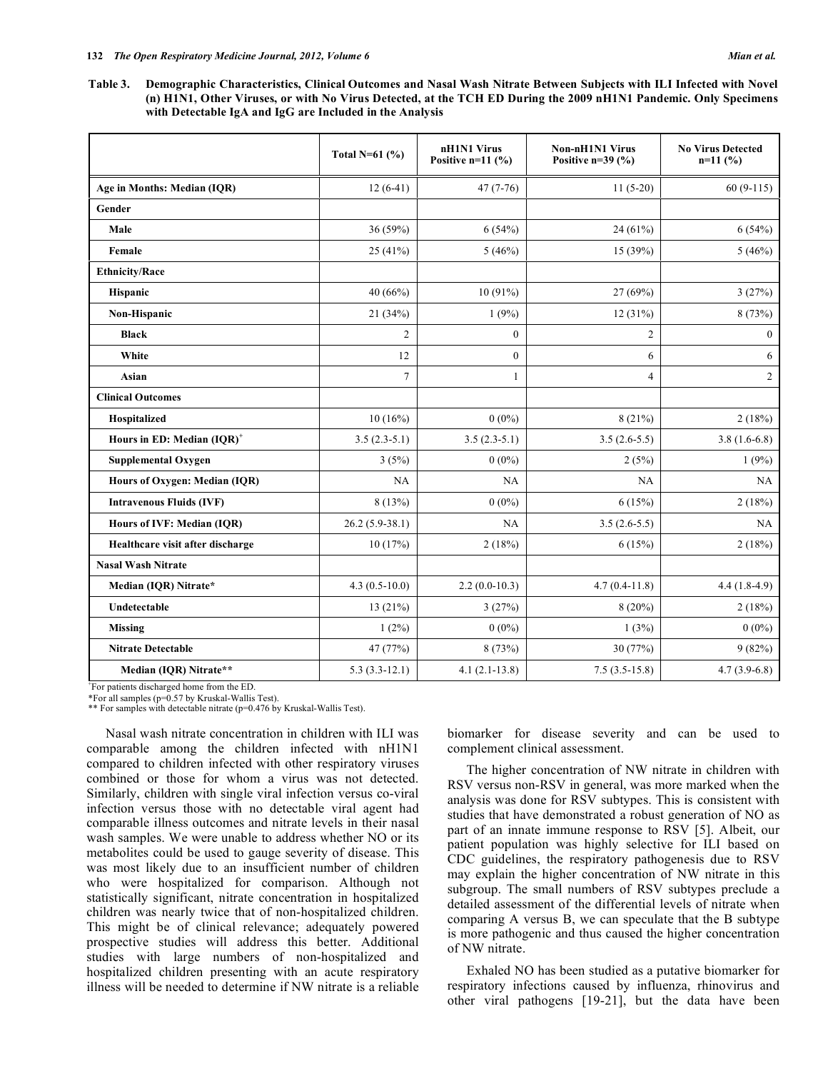**Table 3. Demographic Characteristics, Clinical Outcomes and Nasal Wash Nitrate Between Subjects with ILI Infected with Novel (n) H1N1, Other Viruses, or with No Virus Detected, at the TCH ED During the 2009 nH1N1 Pandemic. Only Specimens with Detectable IgA and IgG are Included in the Analysis**

| | Total N=61 (%) | nH1N1 Virus Positive n=11 (%) | Non-nH1N1 Virus Positive n=39 (%) | No Virus Detected n=11 (%) |
|---|---|---|---|---|
| **Age in Months: Median (IQR)** | 12 (6-41) | 47 (7-76) | 11 (5-20) | 60 (9-115) |
| **Gender** | | | | |
| **Male** | 36 (59%) | 6 (54%) | 24 (61%) | 6 (54%) |
| **Female** | 25 (41%) | 5 (46%) | 15 (39%) | 5 (46%) |
| **Ethnicity/Race** | | | | |
| **Hispanic** | 40 (66%) | 10 (91%) | 27 (69%) | 3 (27%) |
| **Non-Hispanic** | 21 (34%) | 1 (9%) | 12 (31%) | 8 (73%) |
| **Black** | 2 | 0 | 2 | 0 |
| **White** | 12 | 0 | 6 | 6 |
| **Asian** | 7 | 1 | 4 | 2 |
| **Clinical Outcomes** | | | | |
| **Hospitalized** | 10 (16%) | 0 (0%) | 8 (21%) | 2 (18%) |
| **Hours in ED: Median (IQR)[+]** | 3.5 (2.3-5.1) | 3.5 (2.3-5.1) | 3.5 (2.6-5.5) | 3.8 (1.6-6.8) |
| **Supplemental Oxygen** | 3 (5%) | 0 (0%) | 2 (5%) | 1 (9%) |
| **Hours of Oxygen: Median (IQR)** | NA | NA | NA | NA |
| **Intravenous Fluids (IVF)** | 8 (13%) | 0 (0%) | 6 (15%) | 2 (18%) |
| **Hours of IVF: Median (IQR)** | 26.2 (5.9-38.1) | NA | 3.5 (2.6-5.5) | NA |
| **Healthcare visit after discharge** | 10 (17%) | 2 (18%) | 6 (15%) | 2 (18%) |
| **Nasal Wash Nitrate** | | | | |
| **Median (IQR) Nitrate*** | 4.3 (0.5-10.0) | 2.2 (0.0-10.3) | 4.7 (0.4-11.8) | 4.4 (1.8-4.9) |
| **Undetectable** | 13 (21%) | 3 (27%) | 8 (20%) | 2 (18%) |
| **Missing** | 1 (2%) | 0 (0%) | 1 (3%) | 0 (0%) |
| **Nitrate Detectable** | 47 (77%) | 8 (73%) | 30 (77%) | 9 (82%) |
| **Median (IQR) Nitrate**** | 5.3 (3.3-12.1) | 4.1 (2.1-13.8) | 7.5 (3.5-15.8) | 4.7 (3.9-6.8) |

[+]For patients discharged home from the ED.
*For all samples ($p=0.57$ by Kruskal-Wallis Test).
** For samples with detectable nitrate ($p=0.476$ by Kruskal-Wallis Test).

Nasal wash nitrate concentration in children with ILI was comparable among the children infected with nH1N1 compared to children infected with other respiratory viruses combined or those for whom a virus was not detected. Similarly, children with single viral infection versus co-viral infection versus those with no detectable viral agent had comparable illness outcomes and nitrate levels in their nasal wash samples. We were unable to address whether NO or its metabolites could be used to gauge severity of disease. This was most likely due to an insufficient number of children who were hospitalized for comparison. Although not statistically significant, nitrate concentration in hospitalized children was nearly twice that of non-hospitalized children. This might be of clinical relevance; adequately powered prospective studies will address this better. Additional studies with large numbers of non-hospitalized and hospitalized children presenting with an acute respiratory illness will be needed to determine if NW nitrate is a reliable biomarker for disease severity and can be used to complement clinical assessment.

The higher concentration of NW nitrate in children with RSV versus non-RSV in general, was more marked when the analysis was done for RSV subtypes. This is consistent with studies that have demonstrated a robust generation of NO as part of an innate immune response to RSV [5]. Albeit, our patient population was highly selective for ILI based on CDC guidelines, the respiratory pathogenesis due to RSV may explain the higher concentration of NW nitrate in this subgroup. The small numbers of RSV subtypes preclude a detailed assessment of the differential levels of nitrate when comparing A versus B, we can speculate that the B subtype is more pathogenic and thus caused the higher concentration of NW nitrate.

Exhaled NO has been studied as a putative biomarker for respiratory infections caused by influenza, rhinovirus and other viral pathogens [19-21], but the data have been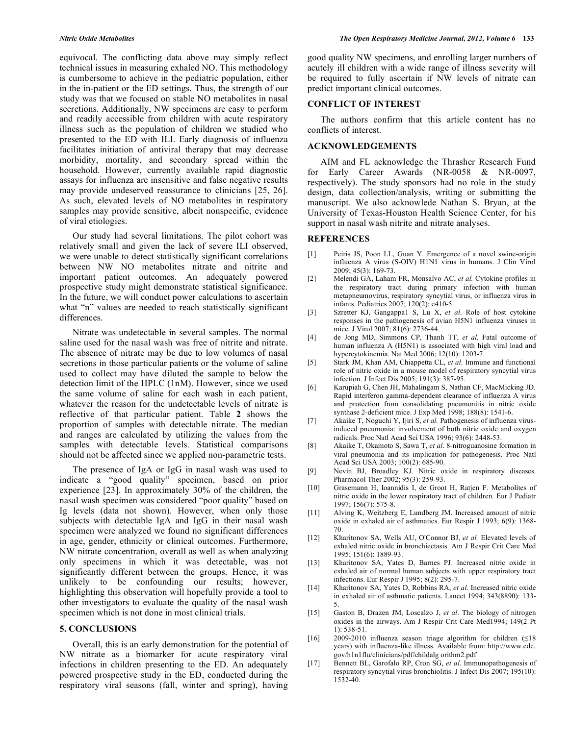equivocal. The conflicting data above may simply reflect technical issues in measuring exhaled NO. This methodology is cumbersome to achieve in the pediatric population, either in the in-patient or the ED settings. Thus, the strength of our study was that we focused on stable NO metabolites in nasal secretions. Additionally, NW specimens are easy to perform and readily accessible from children with acute respiratory illness such as the population of children we studied who presented to the ED with ILI. Early diagnosis of influenza facilitates initiation of antiviral therapy that may decrease morbidity, mortality, and secondary spread within the household. However, currently available rapid diagnostic assays for influenza are insensitive and false negative results may provide undeserved reassurance to clinicians [25, 26]. As such, elevated levels of NO metabolites in respiratory samples may provide sensitive, albeit nonspecific, evidence of viral etiologies.

Our study had several limitations. The pilot cohort was relatively small and given the lack of severe ILI observed, we were unable to detect statistically significant correlations between NW NO metabolites nitrate and nitrite and important patient outcomes. An adequately powered prospective study might demonstrate statistical significance. In the future, we will conduct power calculations to ascertain what "n" values are needed to reach statistically significant differences.

Nitrate was undetectable in several samples. The normal saline used for the nasal wash was free of nitrite and nitrate. The absence of nitrate may be due to low volumes of nasal secretions in those particular patients or the volume of saline used to collect may have diluted the sample to below the detection limit of the HPLC (1nM). However, since we used the same volume of saline for each wash in each patient, whatever the reason for the undetectable levels of nitrate is reflective of that particular patient. Table **2** shows the proportion of samples with detectable nitrate. The median and ranges are calculated by utilizing the values from the samples with detectable levels. Statistical comparisons should not be affected since we applied non-parametric tests.

The presence of IgA or IgG in nasal wash was used to indicate a "good quality" specimen, based on prior experience [23]. In approximately 30% of the children, the nasal wash specimen was considered "poor quality" based on Ig levels (data not shown). However, when only those subjects with detectable IgA and IgG in their nasal wash specimen were analyzed we found no significant differences in age, gender, ethnicity or clinical outcomes. Furthermore, NW nitrate concentration, overall as well as when analyzing only specimens in which it was detectable, was not significantly different between the groups. Hence, it was unlikely to be confounding our results; however, highlighting this observation will hopefully provide a tool to other investigators to evaluate the quality of the nasal wash specimen which is not done in most clinical trials.

## 5. CONCLUSIONS

Overall, this is an early demonstration for the potential of NW nitrate as a biomarker for acute respiratory viral infections in children presenting to the ED. An adequately powered prospective study in the ED, conducted during the respiratory viral seasons (fall, winter and spring), having good quality NW specimens, and enrolling larger numbers of acutely ill children with a wide range of illness severity will be required to fully ascertain if NW levels of nitrate can predict important clinical outcomes.

## CONFLICT OF INTEREST

The authors confirm that this article content has no conflicts of interest.

## ACKNOWLEDGEMENTS

AIM and FL acknowledge the Thrasher Research Fund for Early Career Awards (NR-0058 & NR-0097, respectively). The study sponsors had no role in the study design, data collection/analysis, writing or submitting the manuscript. We also acknowlede Nathan S. Bryan, at the University of Texas-Houston Health Science Center, for his support in nasal wash nitrite and nitrate analyses.

## REFERENCES

[1] Peiris JS, Poon LL, Guan Y. Emergence of a novel swine-origin influenza A virus (S-OIV) H1N1 virus in humans. J Clin Virol 2009; 45(3): 169-73.

[2] Melendi GA, Laham FR, Monsalvo AC, *et al.* Cytokine profiles in the respiratory tract during primary infection with human metapneumovirus, respiratory syncytial virus, or influenza virus in infants. Pediatrics 2007; 120(2): e410-5.

[3] Szretter KJ, Gangappa1 S, Lu X, *et al*. Role of host cytokine responses in the pathogenesis of avian H5N1 influenza viruses in mice. J Virol 2007; 81(6): 2736-44.

[4] de Jong MD, Simmons CP, Thanh TT, *et al.* Fatal outcome of human influenza A (H5N1) is associated with high viral load and hypercytokinemia. Nat Med 2006; 12(10): 1203-7.

[5] Stark JM, Khan AM, Chiappetta CL, *et al.* Immune and functional role of nitric oxide in a mouse model of respiratory syncytial virus infection. J Infect Dis 2005; 191(3): 387-95.

[6] Karupiah G, Chen JH, Mahalingam S, Nathan CF, MacMicking JD. Rapid interferon gamma-dependent clearance of influenza A virus and protection from consolidating pneumonitis in nitric oxide synthase 2-deficient mice. J Exp Med 1998; 188(8): 1541-6.

[7] Akaike T, Noguchi Y, Ijiri S, *et al.* Pathogenesis of influenza virus-induced pneumonia: involvement of both nitric oxide and oxygen radicals. Proc Natl Acad Sci USA 1996; 93(6): 2448-53.

[8] Akaike T, Okamoto S, Sawa T, *et al*. 8-nitroguanosine formation in viral pneumonia and its implication for pathogenesis. Proc Natl Acad Sci USA 2003; 100(2): 685-90.

[9] Nevin BJ, Broadley KJ. Nitric oxide in respiratory diseases. Pharmacol Ther 2002; 95(3): 259-93.

[10] Grasemann H, Ioannidis I, de Groot H, Ratjen F. Metabolites of nitric oxide in the lower respiratory tract of children. Eur J Pediatr 1997; 156(7): 575-8.

[11] Alving K, Weitzberg E, Lundberg JM. Increased amount of nitric oxide in exhaled air of asthmatics. Eur Respir J 1993; 6(9): 1368-70.

[12] Kharitonov SA, Wells AU, O'Connor BJ, *et al.* Elevated levels of exhaled nitric oxide in bronchiectasis. Am J Respir Crit Care Med 1995; 151(6): 1889-93.

[13] Kharitonov SA, Yates D, Barnes PJ. Increased nitric oxide in exhaled air of normal human subjects with upper respiratory tract infections. Eur Respir J 1995; 8(2): 295-7.

[14] Kharitonov SA, Yates D, Robbins RA, *et al*. Increased nitric oxide in exhaled air of asthmatic patients. Lancet 1994; 343(8890): 133-5.

[15] Gaston B, Drazen JM, Loscalzo J, *et al*. The biology of nitrogen oxides in the airways. Am J Respir Crit Care Med1994; 149(2 Pt 1): 538-51.

[16] 2009-2010 influenza season triage algorithm for children (≤18 years) with influenza-like illness. Available from: http://www.cdc.gov/h1n1flu/clinicians/pdf/childalg orithm2.pdf

[17] Bennett BL, Garofalo RP, Cron SG, *et al*. Immunopathogenesis of respiratory syncytial virus bronchiolitis. J Infect Dis 2007; 195(10): 1532-40.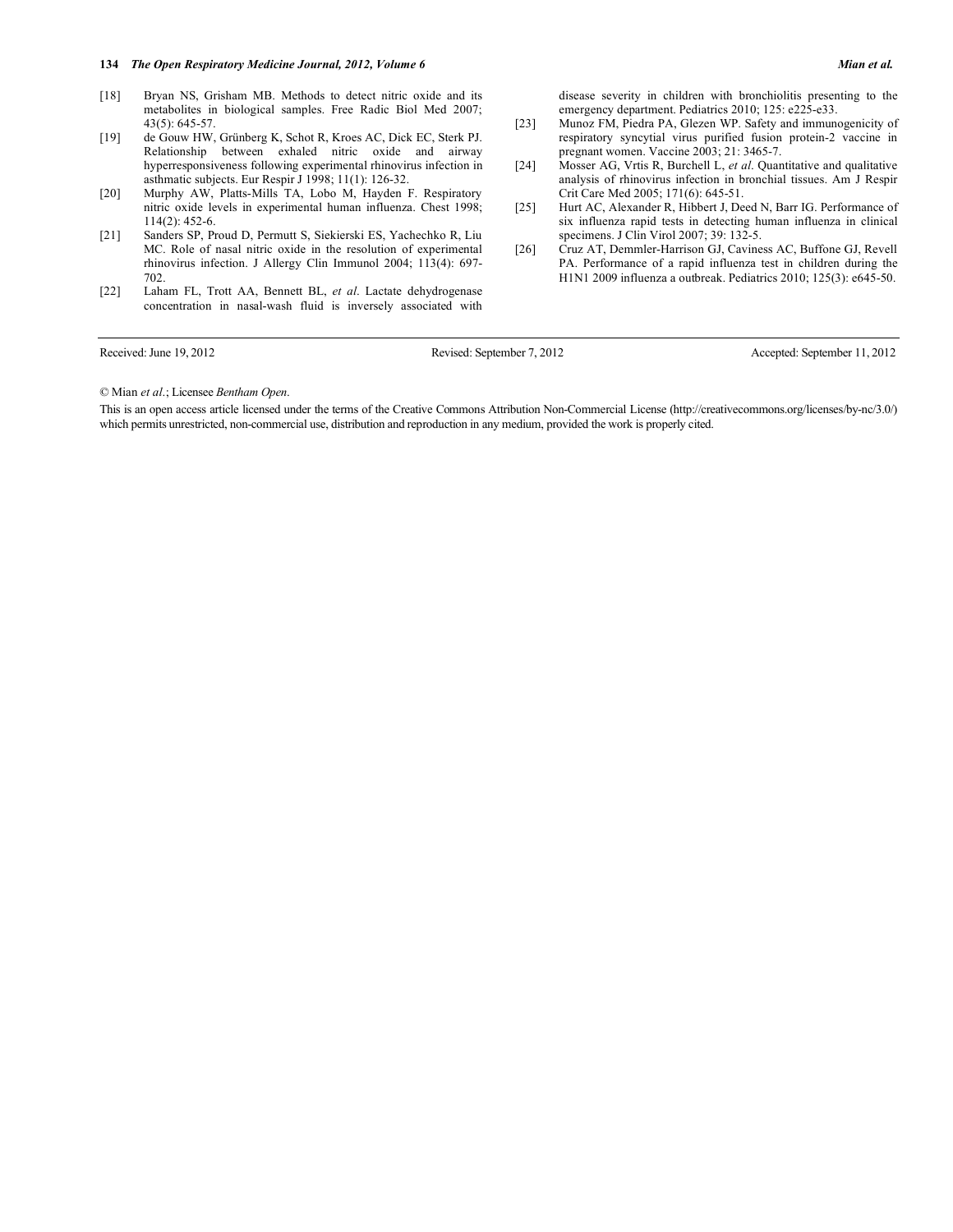[18] Bryan NS, Grisham MB. Methods to detect nitric oxide and its metabolites in biological samples. Free Radic Biol Med 2007; 43(5): 645-57.

[19] de Gouw HW, Grünberg K, Schot R, Kroes AC, Dick EC, Sterk PJ. Relationship between exhaled nitric oxide and airway hyperresponsiveness following experimental rhinovirus infection in asthmatic subjects. Eur Respir J 1998; 11(1): 126-32.

[20] Murphy AW, Platts-Mills TA, Lobo M, Hayden F. Respiratory nitric oxide levels in experimental human influenza. Chest 1998; 114(2): 452-6.

[21] Sanders SP, Proud D, Permutt S, Siekierski ES, Yachechko R, Liu MC. Role of nasal nitric oxide in the resolution of experimental rhinovirus infection. J Allergy Clin Immunol 2004; 113(4): 697-702.

[22] Laham FL, Trott AA, Bennett BL, *et al*. Lactate dehydrogenase concentration in nasal-wash fluid is inversely associated with disease severity in children with bronchiolitis presenting to the emergency department. Pediatrics 2010; 125: e225-e33.

[23] Munoz FM, Piedra PA, Glezen WP. Safety and immunogenicity of respiratory syncytial virus purified fusion protein-2 vaccine in pregnant women. Vaccine 2003; 21: 3465-7.

[24] Mosser AG, Vrtis R, Burchell L, *et al*. Quantitative and qualitative analysis of rhinovirus infection in bronchial tissues. Am J Respir Crit Care Med 2005; 171(6): 645-51.

[25] Hurt AC, Alexander R, Hibbert J, Deed N, Barr IG. Performance of six influenza rapid tests in detecting human influenza in clinical specimens. J Clin Virol 2007; 39: 132-5.

[26] Cruz AT, Demmler-Harrison GJ, Caviness AC, Buffone GJ, Revell PA. Performance of a rapid influenza test in children during the H1N1 2009 influenza a outbreak. Pediatrics 2010; 125(3): e645-50.

---

Received: June 19, 2012 Revised: September 7, 2012 Accepted: September 11, 2012

© Mian *et al*.; Licensee *Bentham Open*.

This is an open access article licensed under the terms of the Creative Commons Attribution Non-Commercial License (http://creativecommons.org/licenses/by-nc/3.0/) which permits unrestricted, non-commercial use, distribution and reproduction in any medium, provided the work is properly cited.